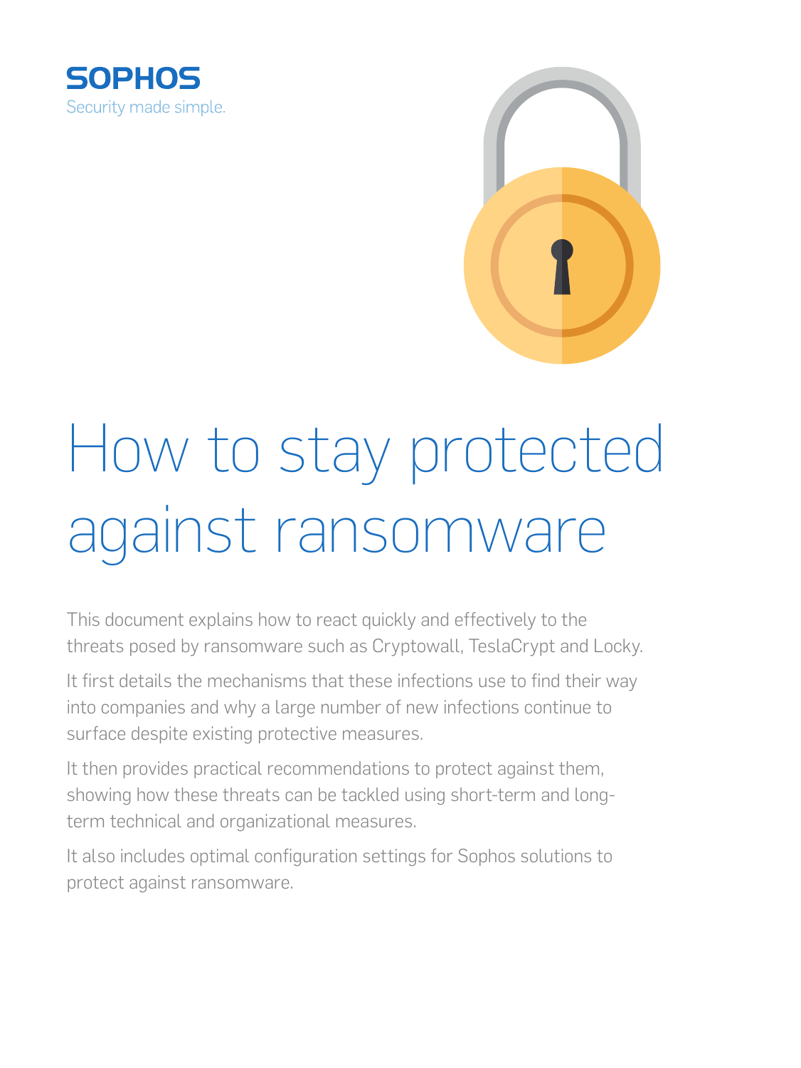SOPHOS

Security made simple.

# How to stay protected against ransomware

This document explains how to react quickly and effectively to the threats posed by ransomware such as Cryptowall, TeslaCrypt and Locky.

It first details the mechanisms that these infections use to find their way into companies and why a large number of new infections continue to surface despite existing protective measures.

It then provides practical recommendations to protect against them, showing how these threats can be tackled using short-term and long-term technical and organizational measures.

It also includes optimal configuration settings for Sophos solutions to protect against ransomware.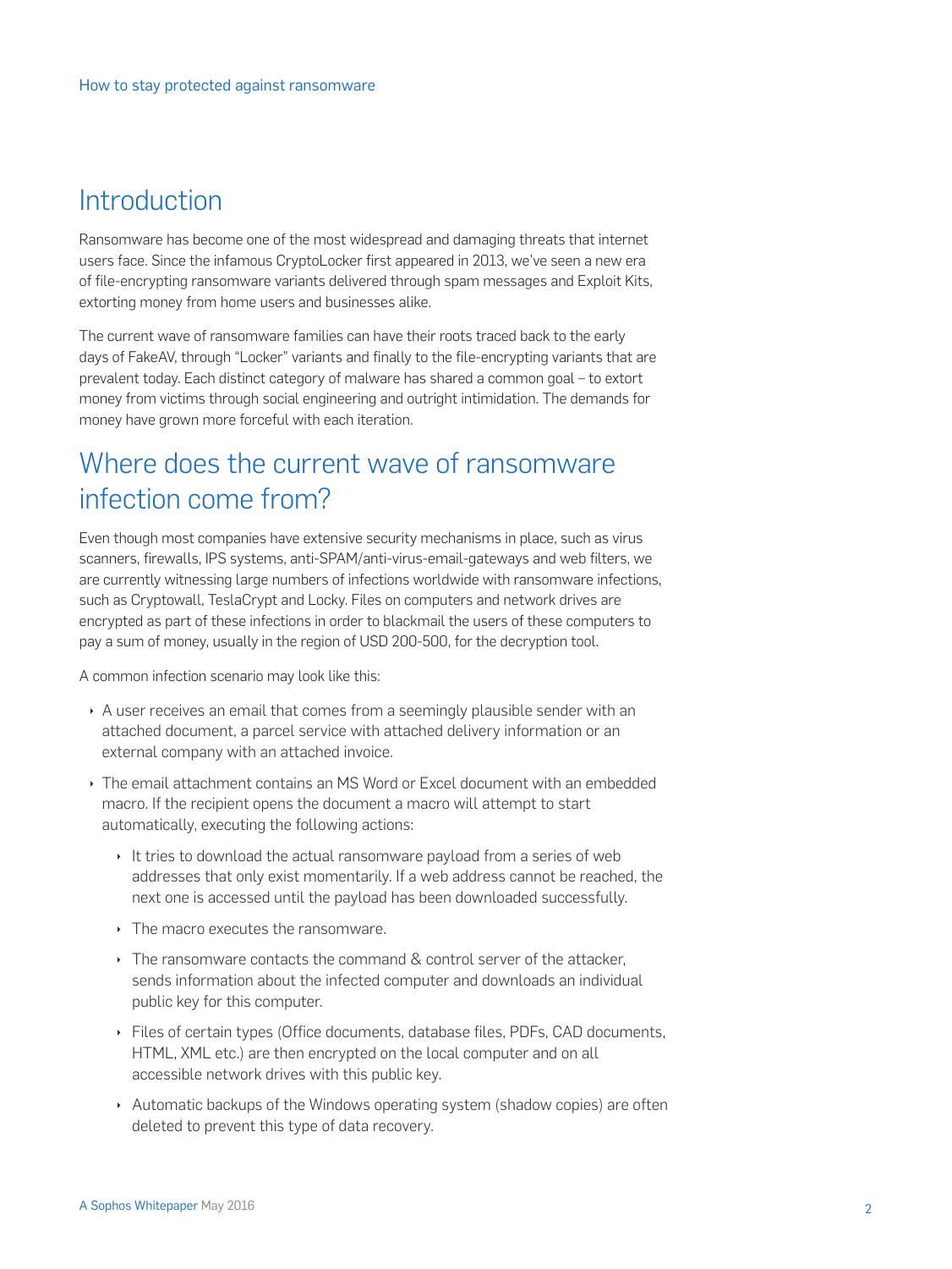## Introduction

Ransomware has become one of the most widespread and damaging threats that internet users face. Since the infamous CryptoLocker first appeared in 2013, we've seen a new era of file-encrypting ransomware variants delivered through spam messages and Exploit Kits, extorting money from home users and businesses alike.

The current wave of ransomware families can have their roots traced back to the early days of FakeAV, through "Locker" variants and finally to the file-encrypting variants that are prevalent today. Each distinct category of malware has shared a common goal – to extort money from victims through social engineering and outright intimidation. The demands for money have grown more forceful with each iteration.

## Where does the current wave of ransomware infection come from?

Even though most companies have extensive security mechanisms in place, such as virus scanners, firewalls, IPS systems, anti-SPAM/anti-virus-email-gateways and web filters, we are currently witnessing large numbers of infections worldwide with ransomware infections, such as Cryptowall, TeslaCrypt and Locky. Files on computers and network drives are encrypted as part of these infections in order to blackmail the users of these computers to pay a sum of money, usually in the region of USD 200-500, for the decryption tool.

A common infection scenario may look like this:

- A user receives an email that comes from a seemingly plausible sender with an attached document, a parcel service with attached delivery information or an external company with an attached invoice.
- The email attachment contains an MS Word or Excel document with an embedded macro. If the recipient opens the document a macro will attempt to start automatically, executing the following actions:
  - It tries to download the actual ransomware payload from a series of web addresses that only exist momentarily. If a web address cannot be reached, the next one is accessed until the payload has been downloaded successfully.
  - The macro executes the ransomware.
  - The ransomware contacts the command & control server of the attacker, sends information about the infected computer and downloads an individual public key for this computer.
  - Files of certain types (Office documents, database files, PDFs, CAD documents, HTML, XML etc.) are then encrypted on the local computer and on all accessible network drives with this public key.
  - Automatic backups of the Windows operating system (shadow copies) are often deleted to prevent this type of data recovery.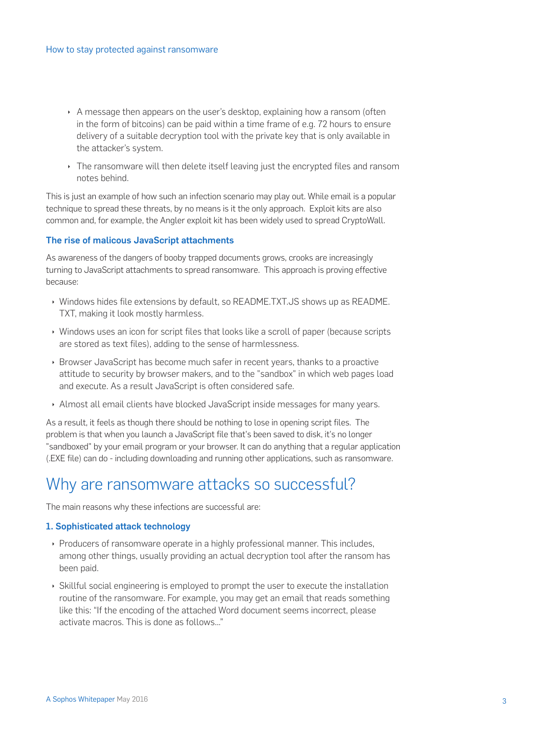- A message then appears on the user's desktop, explaining how a ransom (often in the form of bitcoins) can be paid within a time frame of e.g. 72 hours to ensure delivery of a suitable decryption tool with the private key that is only available in the attacker's system.
- The ransomware will then delete itself leaving just the encrypted files and ransom notes behind.

This is just an example of how such an infection scenario may play out. While email is a popular technique to spread these threats, by no means is it the only approach. Exploit kits are also common and, for example, the Angler exploit kit has been widely used to spread CryptoWall.

### The rise of malicous JavaScript attachments

As awareness of the dangers of booby trapped documents grows, crooks are increasingly turning to JavaScript attachments to spread ransomware. This approach is proving effective because:

- Windows hides file extensions by default, so README.TXT.JS shows up as README.TXT, making it look mostly harmless.
- Windows uses an icon for script files that looks like a scroll of paper (because scripts are stored as text files), adding to the sense of harmlessness.
- Browser JavaScript has become much safer in recent years, thanks to a proactive attitude to security by browser makers, and to the "sandbox" in which web pages load and execute. As a result JavaScript is often considered safe.
- Almost all email clients have blocked JavaScript inside messages for many years.

As a result, it feels as though there should be nothing to lose in opening script files. The problem is that when you launch a JavaScript file that's been saved to disk, it's no longer "sandboxed" by your email program or your browser. It can do anything that a regular application (.EXE file) can do - including downloading and running other applications, such as ransomware.

## Why are ransomware attacks so successful?

The main reasons why these infections are successful are:

### 1. Sophisticated attack technology

- Producers of ransomware operate in a highly professional manner. This includes, among other things, usually providing an actual decryption tool after the ransom has been paid.
- Skillful social engineering is employed to prompt the user to execute the installation routine of the ransomware. For example, you may get an email that reads something like this: "If the encoding of the attached Word document seems incorrect, please activate macros. This is done as follows..."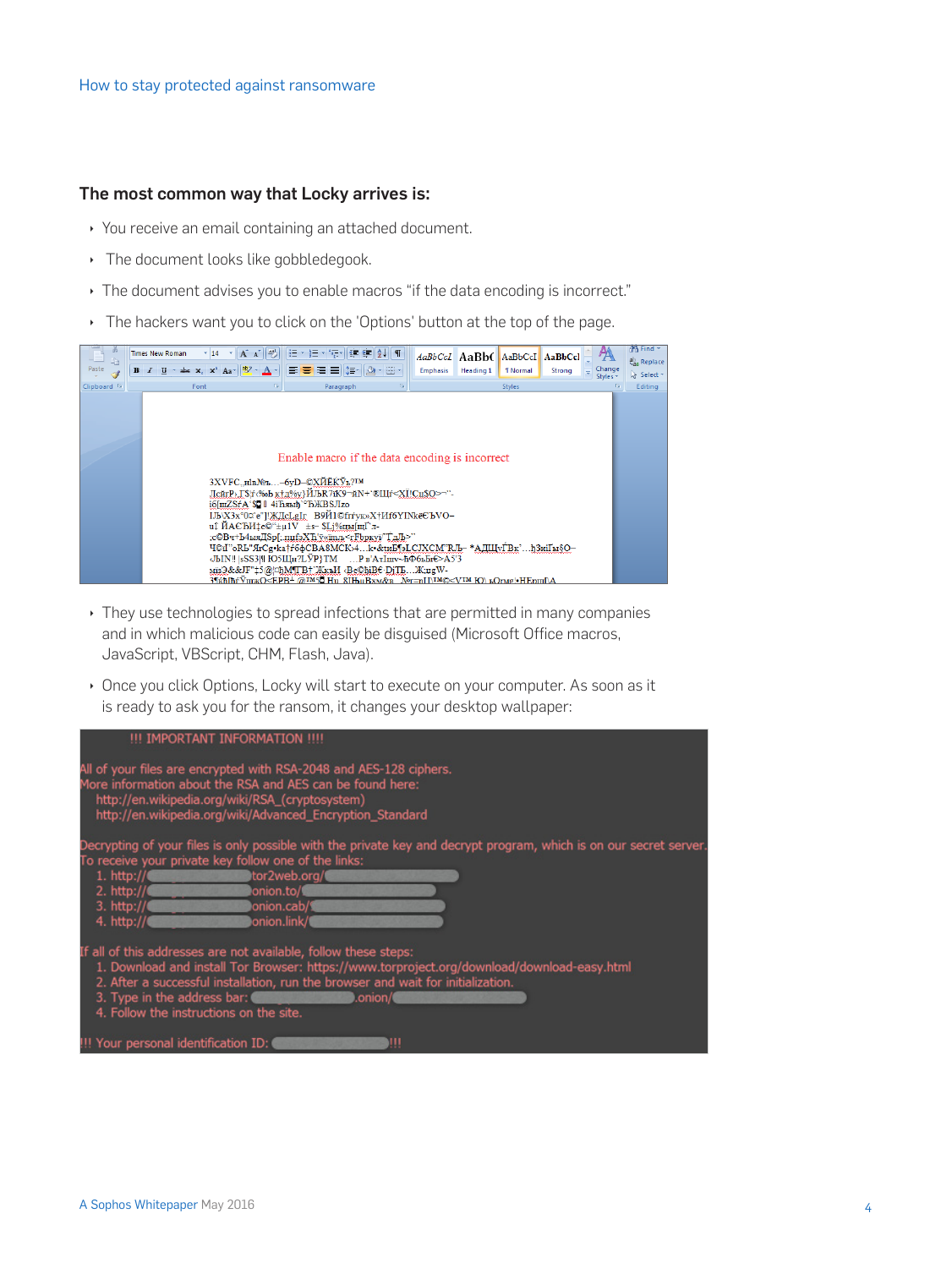### The most common way that Locky arrives is:

- You receive an email containing an attached document.
- The document looks like gobbledegook.
- The document advises you to enable macros "if the data encoding is incorrect."
- The hackers want you to click on the 'Options' button at the top of the page.
- They use technologies to spread infections that are permitted in many companies and in which malicious code can easily be disguised (Microsoft Office macros, JavaScript, VBScript, CHM, Flash, Java).
- Once you click Options, Locky will start to execute on your computer. As soon as it is ready to ask you for the ransom, it changes your desktop wallpaper: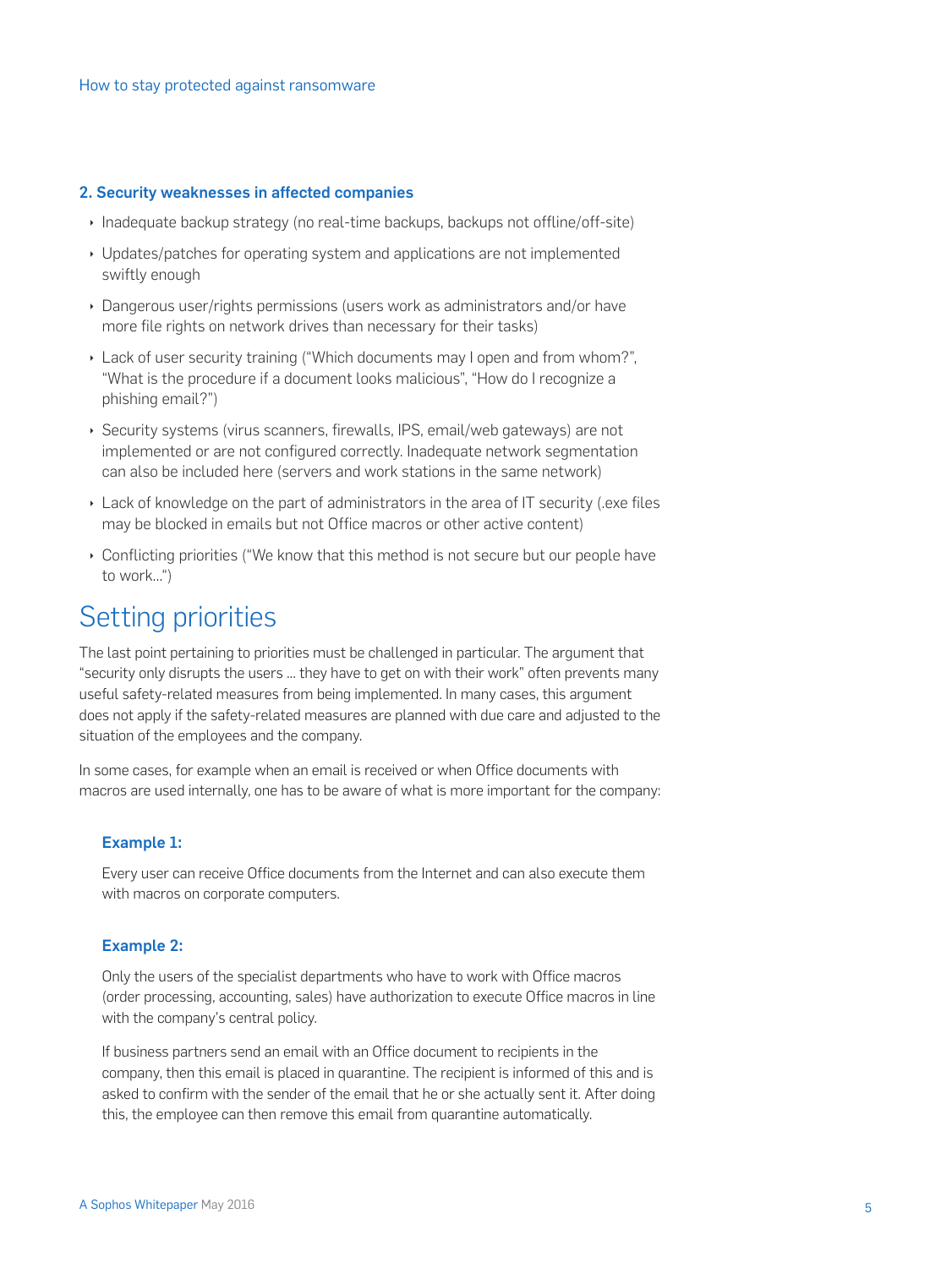### 2. Security weaknesses in affected companies

- Inadequate backup strategy (no real-time backups, backups not offline/off-site)
- Updates/patches for operating system and applications are not implemented swiftly enough
- Dangerous user/rights permissions (users work as administrators and/or have more file rights on network drives than necessary for their tasks)
- Lack of user security training ("Which documents may I open and from whom?", "What is the procedure if a document looks malicious", "How do I recognize a phishing email?")
- Security systems (virus scanners, firewalls, IPS, email/web gateways) are not implemented or are not configured correctly. Inadequate network segmentation can also be included here (servers and work stations in the same network)
- Lack of knowledge on the part of administrators in the area of IT security (.exe files may be blocked in emails but not Office macros or other active content)
- Conflicting priorities ("We know that this method is not secure but our people have to work...")

# Setting priorities

The last point pertaining to priorities must be challenged in particular. The argument that "security only disrupts the users ... they have to get on with their work" often prevents many useful safety-related measures from being implemented. In many cases, this argument does not apply if the safety-related measures are planned with due care and adjusted to the situation of the employees and the company.

In some cases, for example when an email is received or when Office documents with macros are used internally, one has to be aware of what is more important for the company:

**Example 1:**

Every user can receive Office documents from the Internet and can also execute them with macros on corporate computers.

**Example 2:**

Only the users of the specialist departments who have to work with Office macros (order processing, accounting, sales) have authorization to execute Office macros in line with the company's central policy.

If business partners send an email with an Office document to recipients in the company, then this email is placed in quarantine. The recipient is informed of this and is asked to confirm with the sender of the email that he or she actually sent it. After doing this, the employee can then remove this email from quarantine automatically.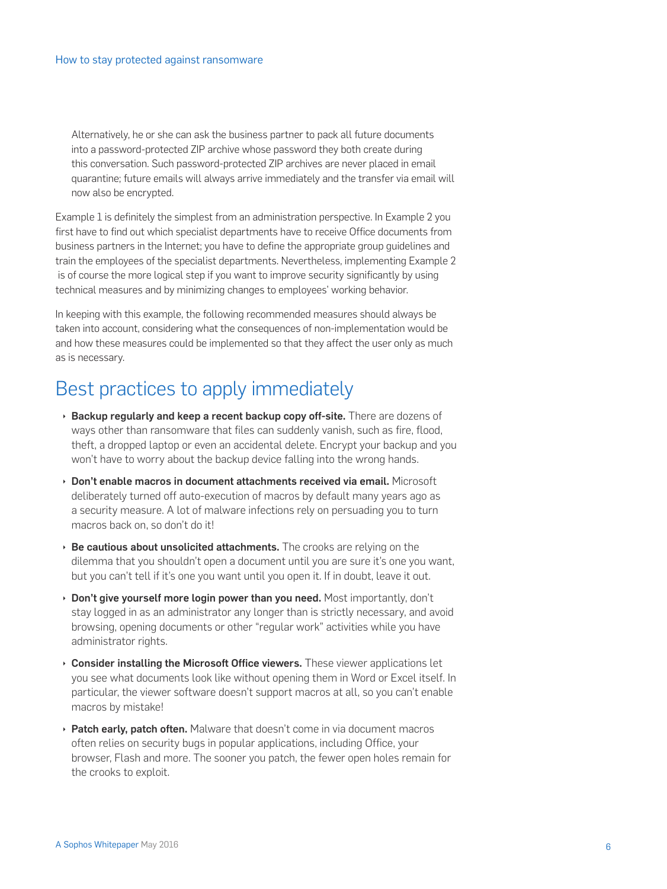Alternatively, he or she can ask the business partner to pack all future documents into a password-protected ZIP archive whose password they both create during this conversation. Such password-protected ZIP archives are never placed in email quarantine; future emails will always arrive immediately and the transfer via email will now also be encrypted.

Example 1 is definitely the simplest from an administration perspective. In Example 2 you first have to find out which specialist departments have to receive Office documents from business partners in the Internet; you have to define the appropriate group guidelines and train the employees of the specialist departments. Nevertheless, implementing Example 2 is of course the more logical step if you want to improve security significantly by using technical measures and by minimizing changes to employees' working behavior.

In keeping with this example, the following recommended measures should always be taken into account, considering what the consequences of non-implementation would be and how these measures could be implemented so that they affect the user only as much as is necessary.

## Best practices to apply immediately

- **Backup regularly and keep a recent backup copy off-site.** There are dozens of ways other than ransomware that files can suddenly vanish, such as fire, flood, theft, a dropped laptop or even an accidental delete. Encrypt your backup and you won't have to worry about the backup device falling into the wrong hands.
- **Don't enable macros in document attachments received via email.** Microsoft deliberately turned off auto-execution of macros by default many years ago as a security measure. A lot of malware infections rely on persuading you to turn macros back on, so don't do it!
- **Be cautious about unsolicited attachments.** The crooks are relying on the dilemma that you shouldn't open a document until you are sure it's one you want, but you can't tell if it's one you want until you open it. If in doubt, leave it out.
- **Don't give yourself more login power than you need.** Most importantly, don't stay logged in as an administrator any longer than is strictly necessary, and avoid browsing, opening documents or other "regular work" activities while you have administrator rights.
- **Consider installing the Microsoft Office viewers.** These viewer applications let you see what documents look like without opening them in Word or Excel itself. In particular, the viewer software doesn't support macros at all, so you can't enable macros by mistake!
- **Patch early, patch often.** Malware that doesn't come in via document macros often relies on security bugs in popular applications, including Office, your browser, Flash and more. The sooner you patch, the fewer open holes remain for the crooks to exploit.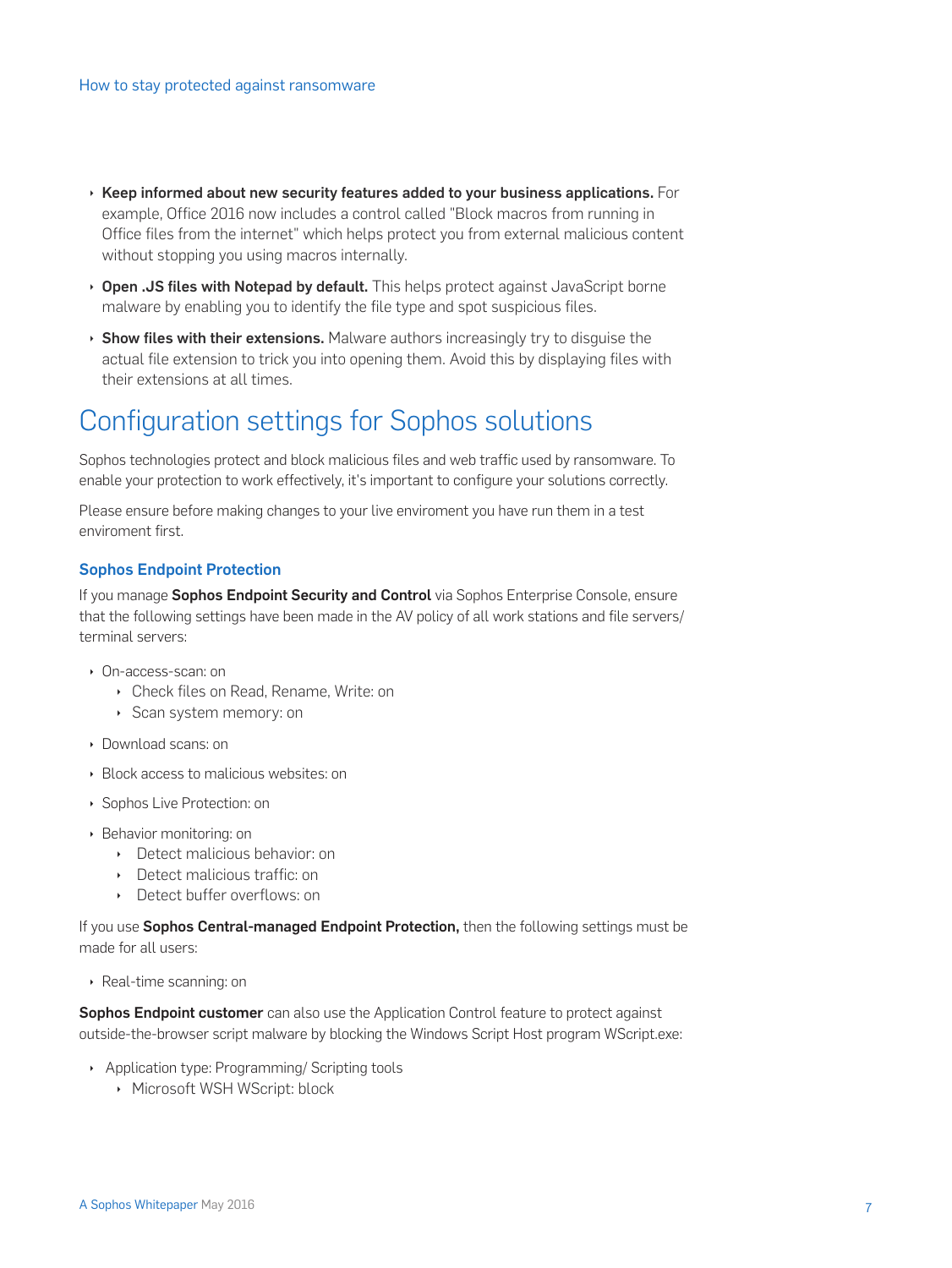- **Keep informed about new security features added to your business applications.** For example, Office 2016 now includes a control called "Block macros from running in Office files from the internet" which helps protect you from external malicious content without stopping you using macros internally.
- **Open .JS files with Notepad by default.** This helps protect against JavaScript borne malware by enabling you to identify the file type and spot suspicious files.
- **Show files with their extensions.** Malware authors increasingly try to disguise the actual file extension to trick you into opening them. Avoid this by displaying files with their extensions at all times.

# Configuration settings for Sophos solutions

Sophos technologies protect and block malicious files and web traffic used by ransomware. To enable your protection to work effectively, it's important to configure your solutions correctly.

Please ensure before making changes to your live enviroment you have run them in a test enviroment first.

### Sophos Endpoint Protection

If you manage **Sophos Endpoint Security and Control** via Sophos Enterprise Console, ensure that the following settings have been made in the AV policy of all work stations and file servers/ terminal servers:

- On-access-scan: on
  - Check files on Read, Rename, Write: on
  - Scan system memory: on
- Download scans: on
- Block access to malicious websites: on
- Sophos Live Protection: on
- Behavior monitoring: on
  - Detect malicious behavior: on
  - Detect malicious traffic: on
  - Detect buffer overflows: on

If you use **Sophos Central-managed Endpoint Protection,** then the following settings must be made for all users:

- Real-time scanning: on

**Sophos Endpoint customer** can also use the Application Control feature to protect against outside-the-browser script malware by blocking the Windows Script Host program WScript.exe:

- Application type: Programming/ Scripting tools
  - Microsoft WSH WScript: block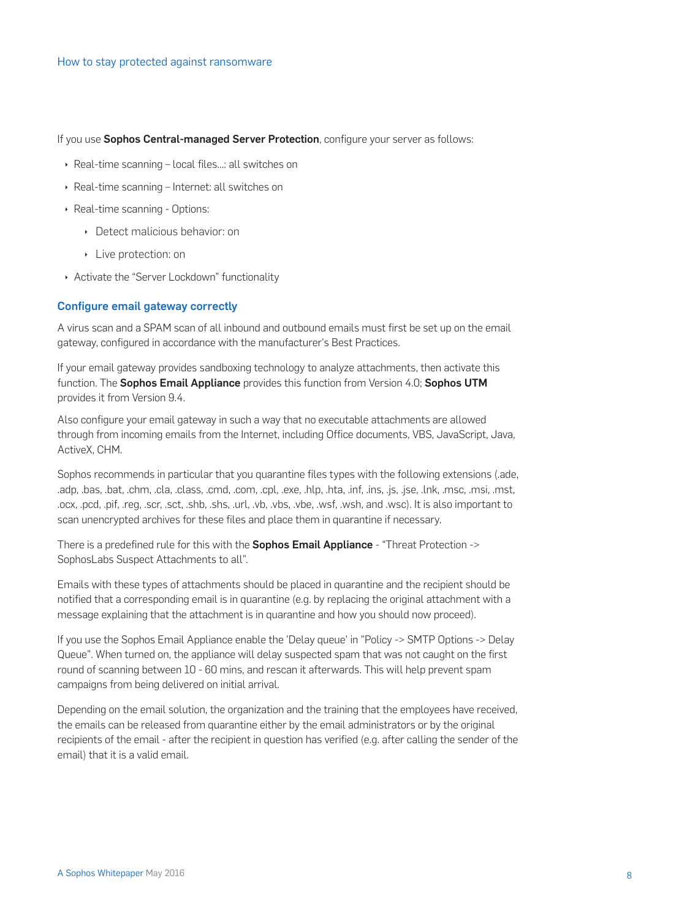If you use **Sophos Central-managed Server Protection**, configure your server as follows:

- Real-time scanning – local files...: all switches on
- Real-time scanning – Internet: all switches on
- Real-time scanning - Options:
  - Detect malicious behavior: on
  - Live protection: on
- Activate the "Server Lockdown" functionality

### Configure email gateway correctly

A virus scan and a SPAM scan of all inbound and outbound emails must first be set up on the email gateway, configured in accordance with the manufacturer's Best Practices.

If your email gateway provides sandboxing technology to analyze attachments, then activate this function. The **Sophos Email Appliance** provides this function from Version 4.0; **Sophos UTM** provides it from Version 9.4.

Also configure your email gateway in such a way that no executable attachments are allowed through from incoming emails from the Internet, including Office documents, VBS, JavaScript, Java, ActiveX, CHM.

Sophos recommends in particular that you quarantine files types with the following extensions (.ade, .adp, .bas, .bat, .chm, .cla, .class, .cmd, .com, .cpl, .exe, .hlp, .hta, .inf, .ins, .js, .jse, .lnk, .msc, .msi, .mst, .ocx, .pcd, .pif, .reg, .scr, .sct, .shb, .shs, .url, .vb, .vbs, .vbe, .wsf, .wsh, and .wsc). It is also important to scan unencrypted archives for these files and place them in quarantine if necessary.

There is a predefined rule for this with the **Sophos Email Appliance** - "Threat Protection -> SophosLabs Suspect Attachments to all".

Emails with these types of attachments should be placed in quarantine and the recipient should be notified that a corresponding email is in quarantine (e.g. by replacing the original attachment with a message explaining that the attachment is in quarantine and how you should now proceed).

If you use the Sophos Email Appliance enable the 'Delay queue' in "Policy -> SMTP Options -> Delay Queue". When turned on, the appliance will delay suspected spam that was not caught on the first round of scanning between 10 - 60 mins, and rescan it afterwards. This will help prevent spam campaigns from being delivered on initial arrival.

Depending on the email solution, the organization and the training that the employees have received, the emails can be released from quarantine either by the email administrators or by the original recipients of the email - after the recipient in question has verified (e.g. after calling the sender of the email) that it is a valid email.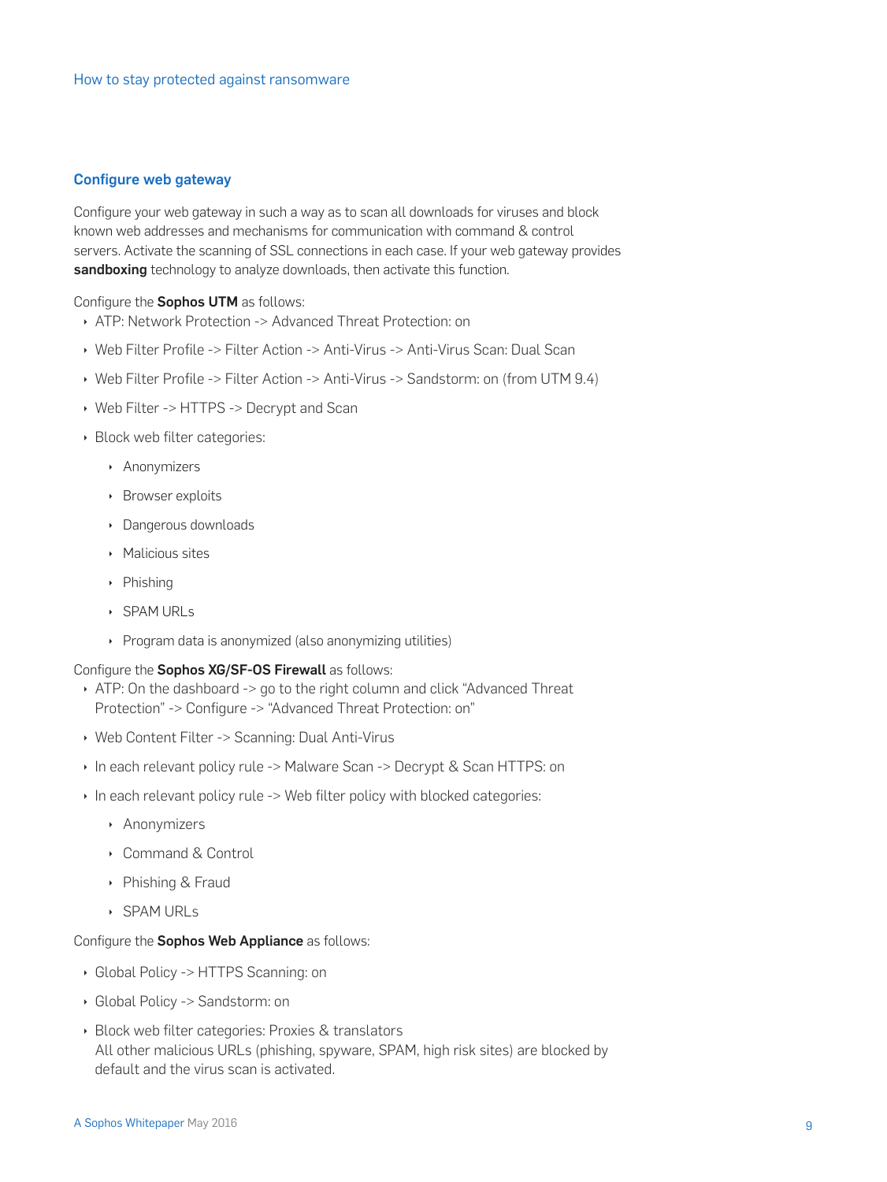## Configure web gateway

Configure your web gateway in such a way as to scan all downloads for viruses and block known web addresses and mechanisms for communication with command & control servers. Activate the scanning of SSL connections in each case. If your web gateway provides **sandboxing** technology to analyze downloads, then activate this function.

Configure the **Sophos UTM** as follows:

- ATP: Network Protection -> Advanced Threat Protection: on
- Web Filter Profile -> Filter Action -> Anti-Virus -> Anti-Virus Scan: Dual Scan
- Web Filter Profile -> Filter Action -> Anti-Virus -> Sandstorm: on (from UTM 9.4)
- Web Filter -> HTTPS -> Decrypt and Scan
- Block web filter categories:
  - Anonymizers
  - Browser exploits
  - Dangerous downloads
  - Malicious sites
  - Phishing
  - SPAM URLs
  - Program data is anonymized (also anonymizing utilities)

Configure the **Sophos XG/SF-OS Firewall** as follows:

- ATP: On the dashboard -> go to the right column and click "Advanced Threat Protection" -> Configure -> "Advanced Threat Protection: on"
- Web Content Filter -> Scanning: Dual Anti-Virus
- In each relevant policy rule -> Malware Scan -> Decrypt & Scan HTTPS: on
- In each relevant policy rule -> Web filter policy with blocked categories:
  - Anonymizers
  - Command & Control
  - Phishing & Fraud
  - SPAM URLs

Configure the **Sophos Web Appliance** as follows:

- Global Policy -> HTTPS Scanning: on
- Global Policy -> Sandstorm: on
- Block web filter categories: Proxies & translators
  All other malicious URLs (phishing, spyware, SPAM, high risk sites) are blocked by default and the virus scan is activated.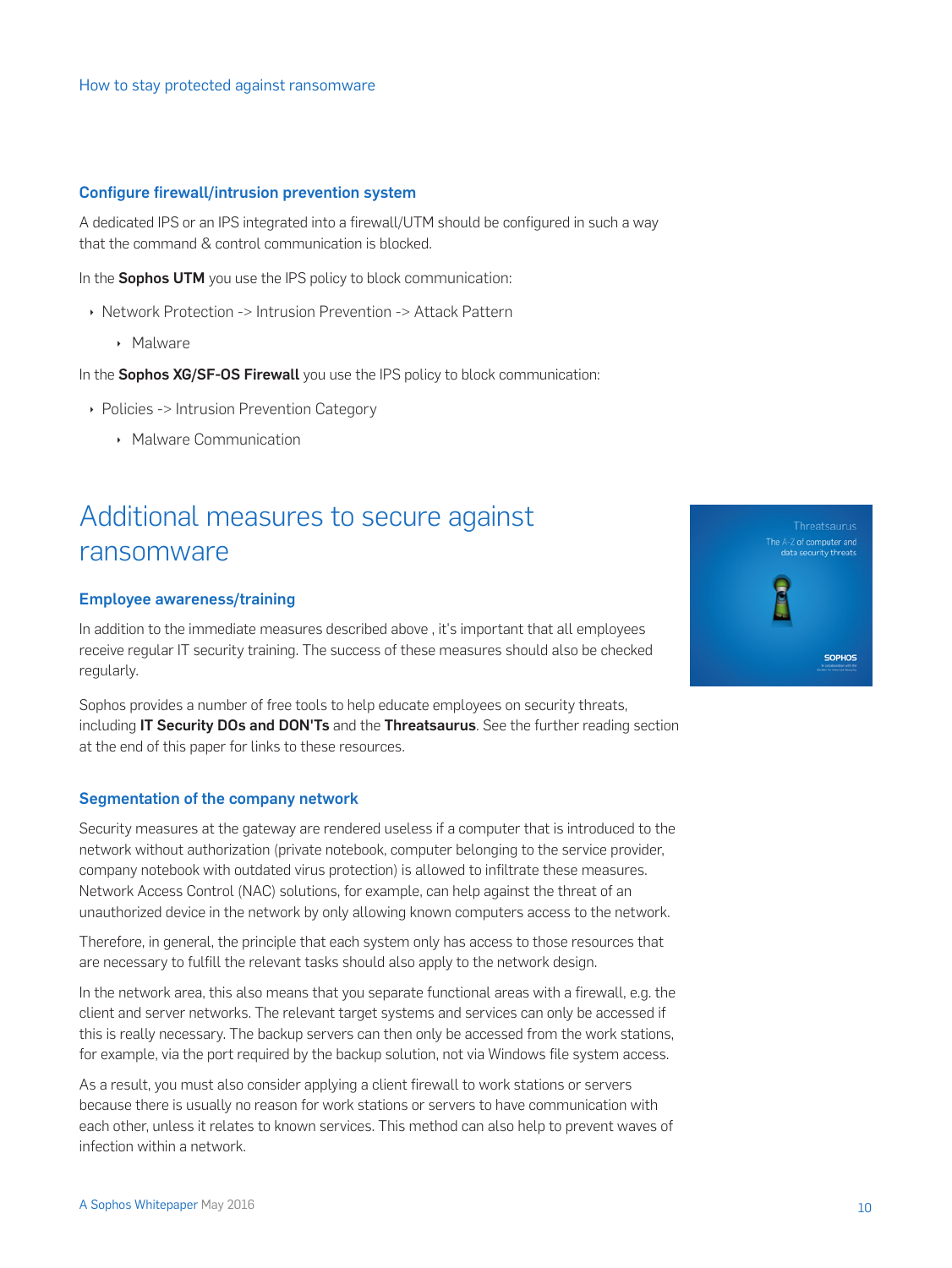### Configure firewall/intrusion prevention system

A dedicated IPS or an IPS integrated into a firewall/UTM should be configured in such a way that the command & control communication is blocked.

In the **Sophos UTM** you use the IPS policy to block communication:

- Network Protection -> Intrusion Prevention -> Attack Pattern
  - Malware

In the **Sophos XG/SF-OS Firewall** you use the IPS policy to block communication:

- Policies -> Intrusion Prevention Category
  - Malware Communication

## Additional measures to secure against ransomware

### Employee awareness/training

In addition to the immediate measures described above , it's important that all employees receive regular IT security training. The success of these measures should also be checked regularly.

Sophos provides a number of free tools to help educate employees on security threats, including **IT Security DOs and DON'Ts** and the **Threatsaurus**. See the further reading section at the end of this paper for links to these resources.

### Segmentation of the company network

Security measures at the gateway are rendered useless if a computer that is introduced to the network without authorization (private notebook, computer belonging to the service provider, company notebook with outdated virus protection) is allowed to infiltrate these measures. Network Access Control (NAC) solutions, for example, can help against the threat of an unauthorized device in the network by only allowing known computers access to the network.

Therefore, in general, the principle that each system only has access to those resources that are necessary to fulfill the relevant tasks should also apply to the network design.

In the network area, this also means that you separate functional areas with a firewall, e.g. the client and server networks. The relevant target systems and services can only be accessed if this is really necessary. The backup servers can then only be accessed from the work stations, for example, via the port required by the backup solution, not via Windows file system access.

As a result, you must also consider applying a client firewall to work stations or servers because there is usually no reason for work stations or servers to have communication with each other, unless it relates to known services. This method can also help to prevent waves of infection within a network.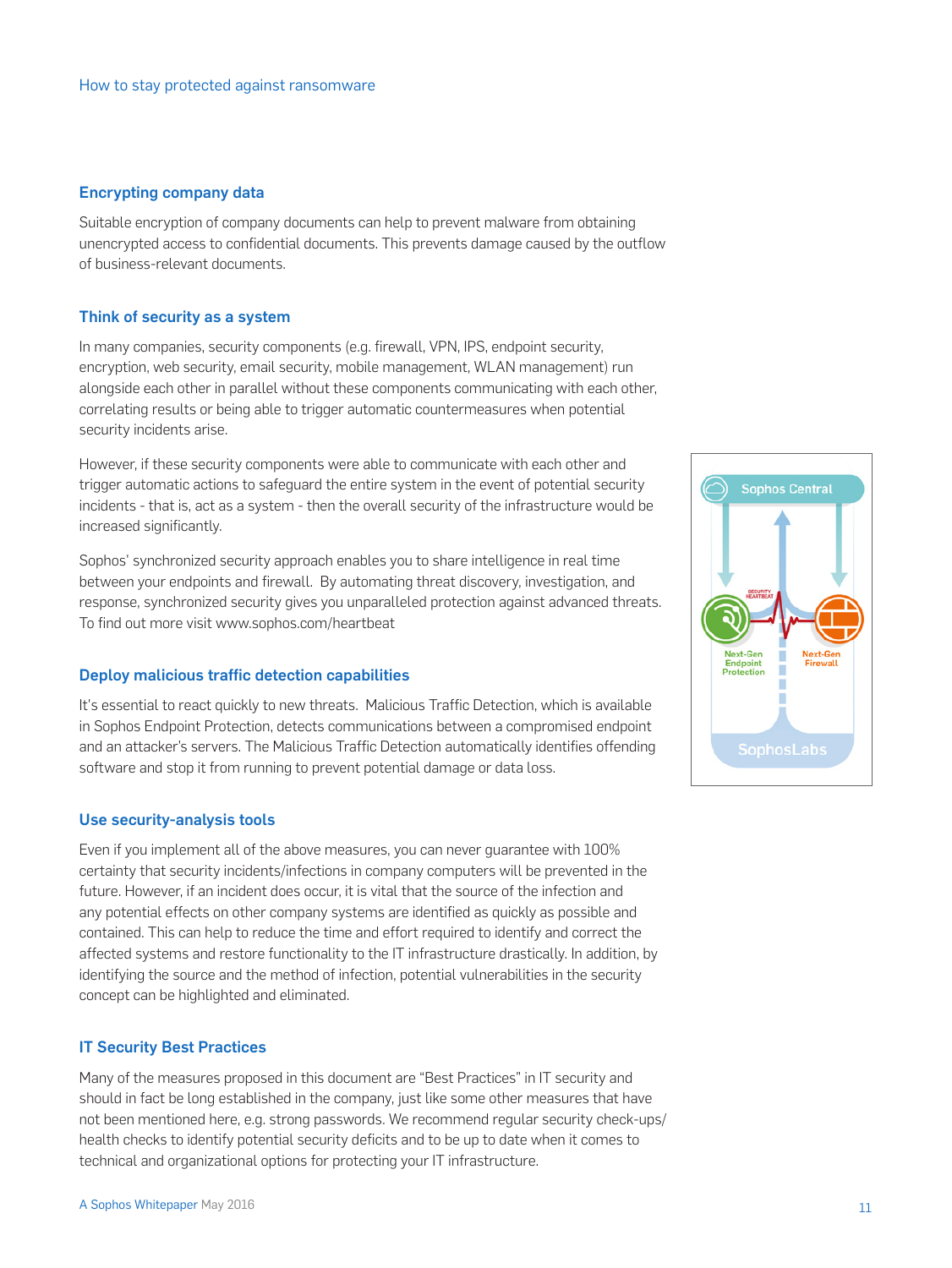## Encrypting company data

Suitable encryption of company documents can help to prevent malware from obtaining unencrypted access to confidential documents. This prevents damage caused by the outflow of business-relevant documents.

## Think of security as a system

In many companies, security components (e.g. firewall, VPN, IPS, endpoint security, encryption, web security, email security, mobile management, WLAN management) run alongside each other in parallel without these components communicating with each other, correlating results or being able to trigger automatic countermeasures when potential security incidents arise.

However, if these security components were able to communicate with each other and trigger automatic actions to safeguard the entire system in the event of potential security incidents - that is, act as a system - then the overall security of the infrastructure would be increased significantly.

Sophos' synchronized security approach enables you to share intelligence in real time between your endpoints and firewall. By automating threat discovery, investigation, and response, synchronized security gives you unparalleled protection against advanced threats. To find out more visit www.sophos.com/heartbeat

## Deploy malicious traffic detection capabilities

It's essential to react quickly to new threats. Malicious Traffic Detection, which is available in Sophos Endpoint Protection, detects communications between a compromised endpoint and an attacker's servers. The Malicious Traffic Detection automatically identifies offending software and stop it from running to prevent potential damage or data loss.

## Use security-analysis tools

Even if you implement all of the above measures, you can never guarantee with 100% certainty that security incidents/infections in company computers will be prevented in the future. However, if an incident does occur, it is vital that the source of the infection and any potential effects on other company systems are identified as quickly as possible and contained. This can help to reduce the time and effort required to identify and correct the affected systems and restore functionality to the IT infrastructure drastically. In addition, by identifying the source and the method of infection, potential vulnerabilities in the security concept can be highlighted and eliminated.

## IT Security Best Practices

Many of the measures proposed in this document are "Best Practices" in IT security and should in fact be long established in the company, just like some other measures that have not been mentioned here, e.g. strong passwords. We recommend regular security check-ups/health checks to identify potential security deficits and to be up to date when it comes to technical and organizational options for protecting your IT infrastructure.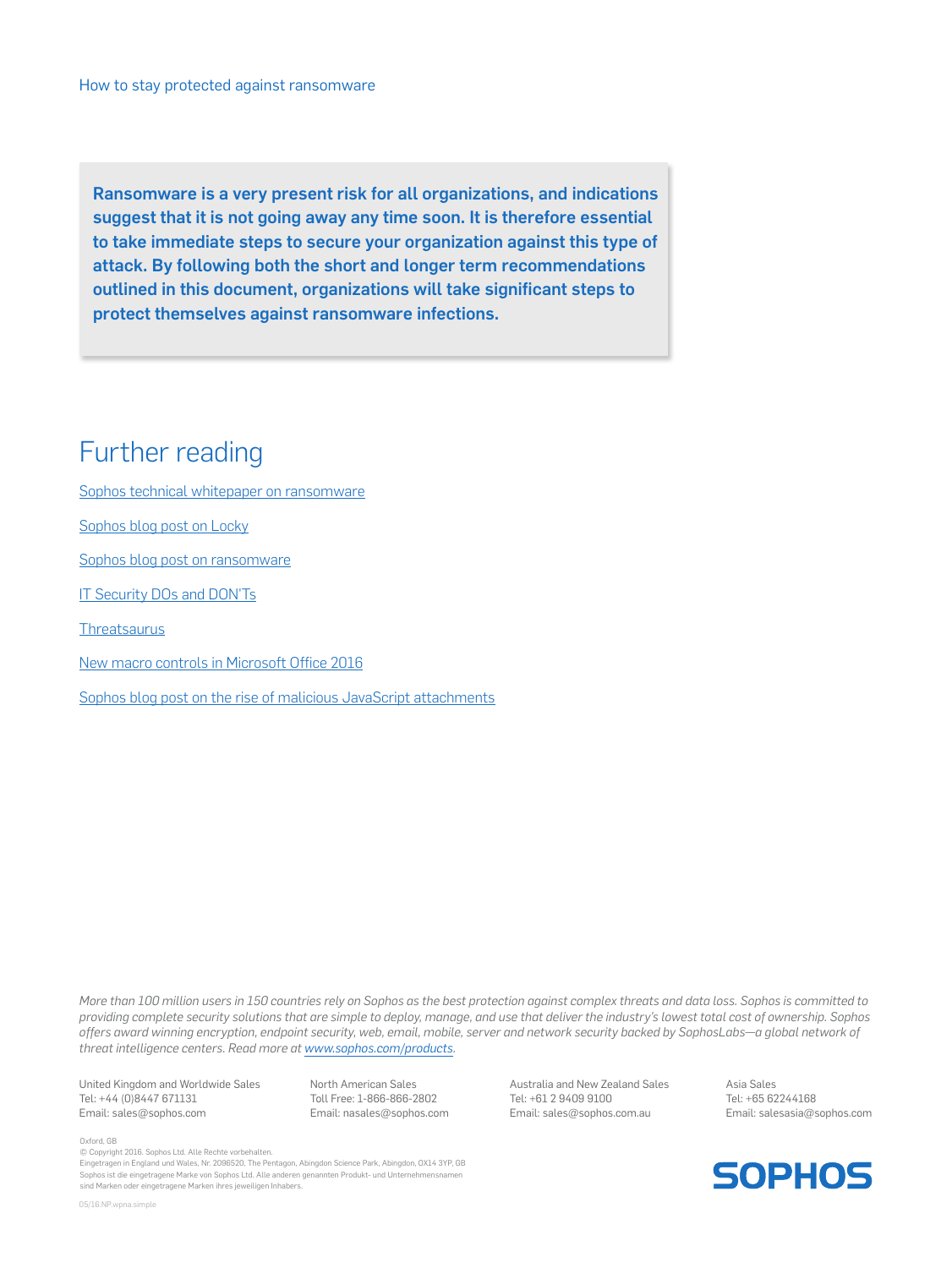**Ransomware is a very present risk for all organizations, and indications suggest that it is not going away any time soon. It is therefore essential to take immediate steps to secure your organization against this type of attack. By following both the short and longer term recommendations outlined in this document, organizations will take significant steps to protect themselves against ransomware infections.**

# Further reading

Sophos technical whitepaper on ransomware

Sophos blog post on Locky

Sophos blog post on ransomware

IT Security DOs and DON'Ts

Threatsaurus

New macro controls in Microsoft Office 2016

Sophos blog post on the rise of malicious JavaScript attachments

*More than 100 million users in 150 countries rely on Sophos as the best protection against complex threats and data loss. Sophos is committed to providing complete security solutions that are simple to deploy, manage, and use that deliver the industry's lowest total cost of ownership. Sophos offers award winning encryption, endpoint security, web, email, mobile, server and network security backed by SophosLabs—a global network of threat intelligence centers. Read more at www.sophos.com/products.*

United Kingdom and Worldwide Sales
Tel: +44 (0)8447 671131
Email: sales@sophos.com

North American Sales
Toll Free: 1-866-866-2802
Email: nasales@sophos.com

Australia and New Zealand Sales
Tel: +61 2 9409 9100
Email: sales@sophos.com.au

Asia Sales
Tel: +65 62244168
Email: salesasia@sophos.com

Oxford, GB
© Copyright 2016. Sophos Ltd. Alle Rechte vorbehalten.
Eingetragen in England und Wales, Nr. 2096520, The Pentagon, Abingdon Science Park, Abingdon, OX14 3YP, GB
Sophos ist die eingetragene Marke von Sophos Ltd. Alle anderen genannten Produkt- und Unternehmensnamen sind Marken oder eingetragene Marken ihres jeweiligen Inhabers.

05/16.NP.wpna.simple

SOPHOS